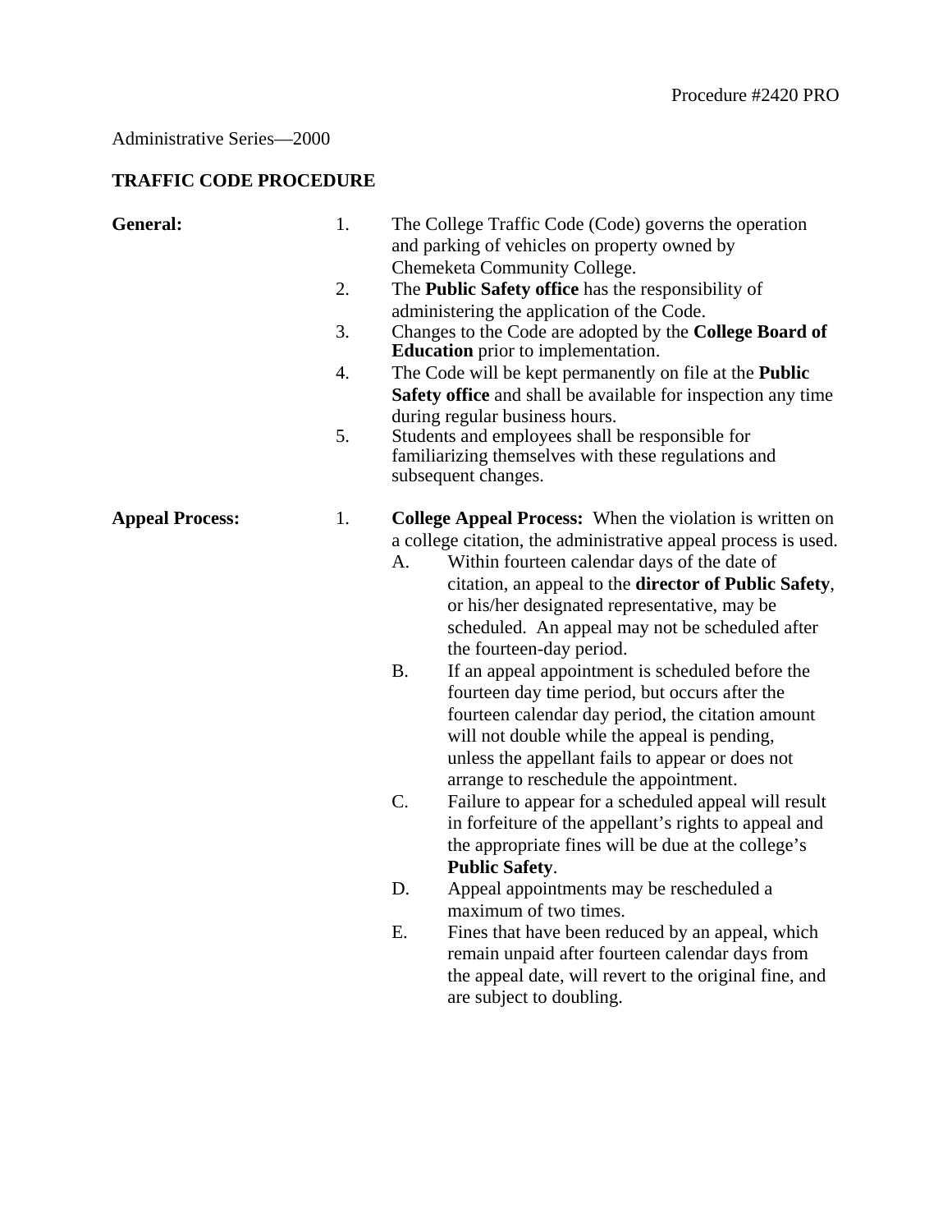Procedure #2420 PRO

Administrative Series—2000

# TRAFFIC CODE PROCEDURE

**General:**

1. The College Traffic Code (Code) governs the operation and parking of vehicles on property owned by Chemeketa Community College.
2. The **Public Safety office** has the responsibility of administering the application of the Code.
3. Changes to the Code are adopted by the **College Board of Education** prior to implementation.
4. The Code will be kept permanently on file at the **Public Safety office** and shall be available for inspection any time during regular business hours.
5. Students and employees shall be responsible for familiarizing themselves with these regulations and subsequent changes.

**Appeal Process:**

1. **College Appeal Process:** When the violation is written on a college citation, the administrative appeal process is used.
   - A. Within fourteen calendar days of the date of citation, an appeal to the **director of Public Safety**, or his/her designated representative, may be scheduled. An appeal may not be scheduled after the fourteen-day period.
   - B. If an appeal appointment is scheduled before the fourteen day time period, but occurs after the fourteen calendar day period, the citation amount will not double while the appeal is pending, unless the appellant fails to appear or does not arrange to reschedule the appointment.
   - C. Failure to appear for a scheduled appeal will result in forfeiture of the appellant's rights to appeal and the appropriate fines will be due at the college's **Public Safety**.
   - D. Appeal appointments may be rescheduled a maximum of two times.
   - E. Fines that have been reduced by an appeal, which remain unpaid after fourteen calendar days from the appeal date, will revert to the original fine, and are subject to doubling.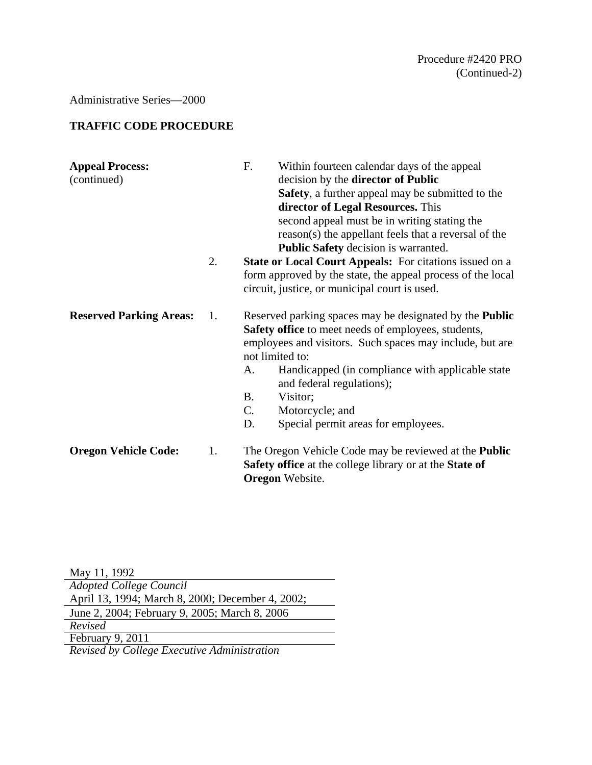Procedure #2420 PRO
(Continued-2)

Administrative Series—2000

**TRAFFIC CODE PROCEDURE**

**Appeal Process:** (continued)

F. Within fourteen calendar days of the appeal decision by the **director of Public Safety**, a further appeal may be submitted to the **director of Legal Resources.** This second appeal must be in writing stating the reason(s) the appellant feels that a reversal of the **Public Safety** decision is warranted.

2. **State or Local Court Appeals:** For citations issued on a form approved by the state, the appeal process of the local circuit, justice, or municipal court is used.

**Reserved Parking Areas:**

1. Reserved parking spaces may be designated by the **Public Safety office** to meet needs of employees, students, employees and visitors. Such spaces may include, but are not limited to:
   - A. Handicapped (in compliance with applicable state and federal regulations);
   - B. Visitor;
   - C. Motorcycle; and
   - D. Special permit areas for employees.

**Oregon Vehicle Code:**

1. The Oregon Vehicle Code may be reviewed at the **Public Safety office** at the college library or at the **State of Oregon** Website.

May 11, 1992
*Adopted College Council*
April 13, 1994; March 8, 2000; December 4, 2002;
June 2, 2004; February 9, 2005; March 8, 2006
*Revised*
February 9, 2011
*Revised by College Executive Administration*